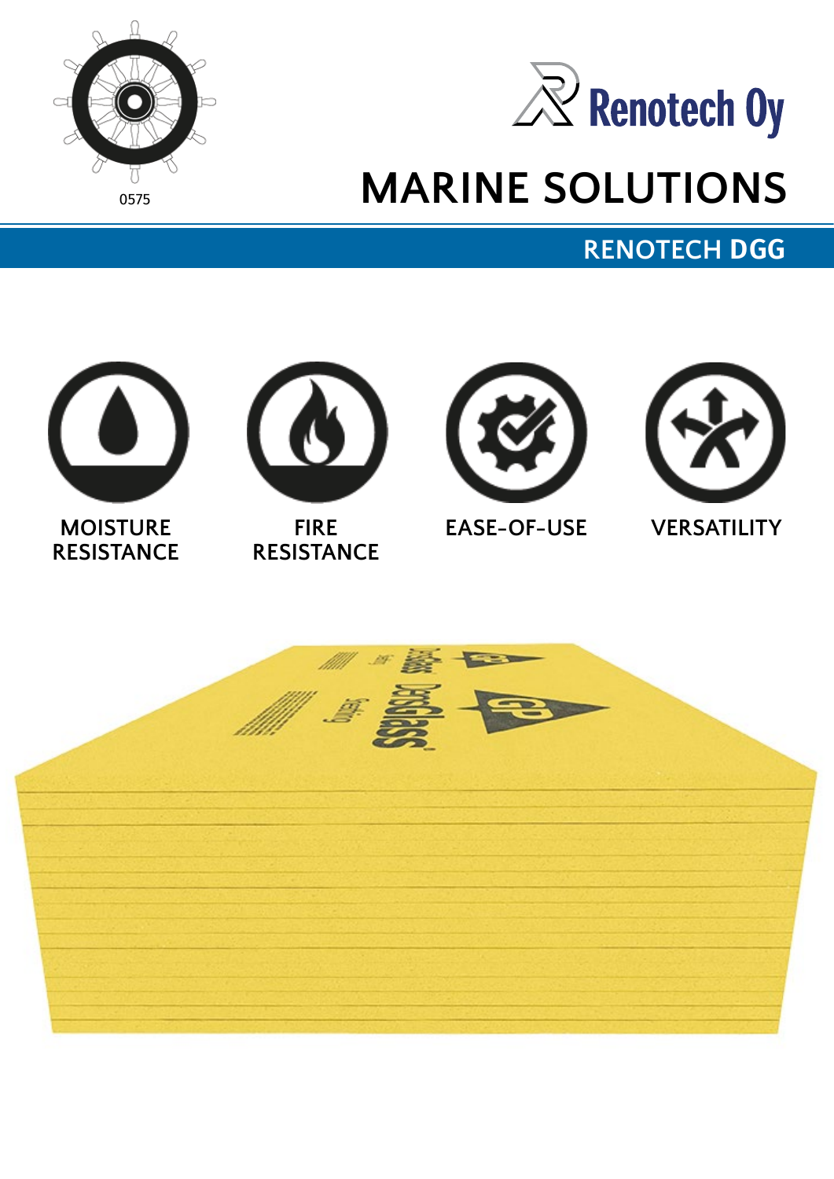0575

Renotech Oy

# MARINE SOLUTIONS

## RENOTECH DGG

MOISTURE RESISTANCE

FIRE RESISTANCE

EASE-OF-USE

VERSATILITY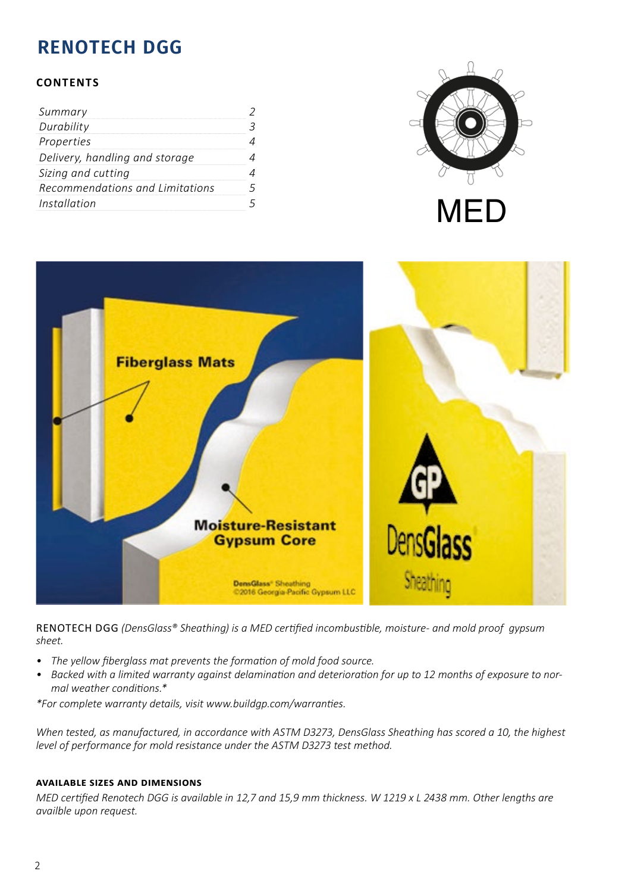# RENOTECH DGG

## CONTENTS

| | |
|---|---|
| *Summary* | *2* |
| *Durability* | *3* |
| *Properties* | *4* |
| *Delivery, handling and storage* | *4* |
| *Sizing and cutting* | *4* |
| *Recommendations and Limitations* | *5* |
| *Installation* | *5* |

MED

RENOTECH DGG *(DensGlass® Sheathing) is a MED certified incombustible, moisture- and mold proof gypsum sheet.*

- *The yellow fiberglass mat prevents the formation of mold food source.*
- *Backed with a limited warranty against delamination and deterioration for up to 12 months of exposure to normal weather conditions.**

**For complete warranty details, visit www.buildgp.com/warranties.*

*When tested, as manufactured, in accordance with ASTM D3273, DensGlass Sheathing has scored a 10, the highest level of performance for mold resistance under the ASTM D3273 test method.*

#### AVAILABLE SIZES AND DIMENSIONS

*MED certified Renotech DGG is available in 12,7 and 15,9 mm thickness. W 1219 x L 2438 mm. Other lengths are availble upon request.*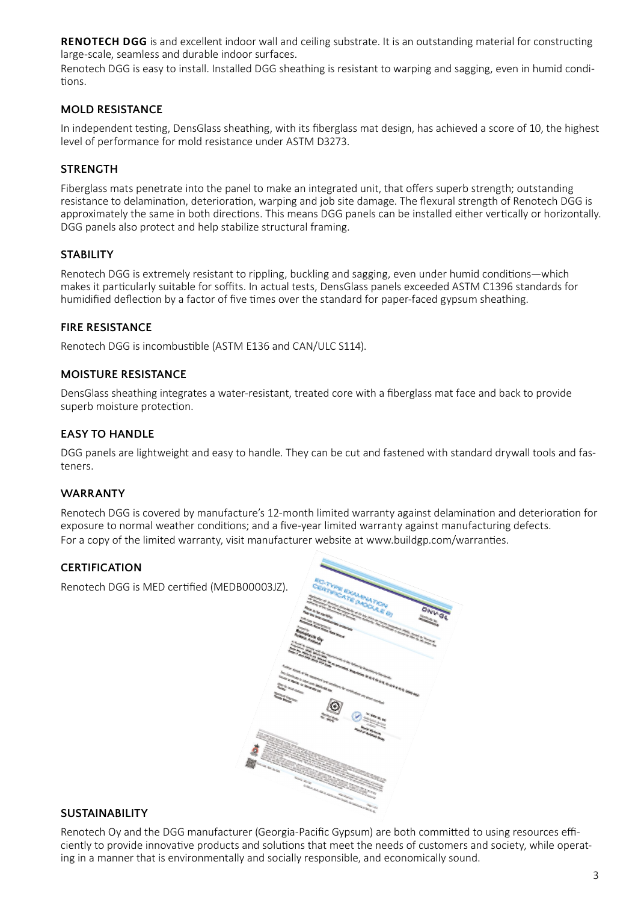**RENOTECH DGG** is and excellent indoor wall and ceiling substrate. It is an outstanding material for constructing large-scale, seamless and durable indoor surfaces.

Renotech DGG is easy to install. Installed DGG sheathing is resistant to warping and sagging, even in humid conditions.

## MOLD RESISTANCE

In independent testing, DensGlass sheathing, with its fiberglass mat design, has achieved a score of 10, the highest level of performance for mold resistance under ASTM D3273.

## STRENGTH

Fiberglass mats penetrate into the panel to make an integrated unit, that offers superb strength; outstanding resistance to delamination, deterioration, warping and job site damage. The flexural strength of Renotech DGG is approximately the same in both directions. This means DGG panels can be installed either vertically or horizontally. DGG panels also protect and help stabilize structural framing.

## STABILITY

Renotech DGG is extremely resistant to rippling, buckling and sagging, even under humid conditions—which makes it particularly suitable for soffits. In actual tests, DensGlass panels exceeded ASTM C1396 standards for humidified deflection by a factor of five times over the standard for paper-faced gypsum sheathing.

## FIRE RESISTANCE

Renotech DGG is incombustible (ASTM E136 and CAN/ULC S114).

## MOISTURE RESISTANCE

DensGlass sheathing integrates a water-resistant, treated core with a fiberglass mat face and back to provide superb moisture protection.

## EASY TO HANDLE

DGG panels are lightweight and easy to handle. They can be cut and fastened with standard drywall tools and fasteners.

## WARRANTY

Renotech DGG is covered by manufacture's 12-month limited warranty against delamination and deterioration for exposure to normal weather conditions; and a five-year limited warranty against manufacturing defects.
For a copy of the limited warranty, visit manufacturer website at www.buildgp.com/warranties.

## CERTIFICATION

Renotech DGG is MED certified (MEDB00003JZ).

## SUSTAINABILITY

Renotech Oy and the DGG manufacturer (Georgia-Pacific Gypsum) are both committed to using resources efficiently to provide innovative products and solutions that meet the needs of customers and society, while operating in a manner that is environmentally and socially responsible, and economically sound.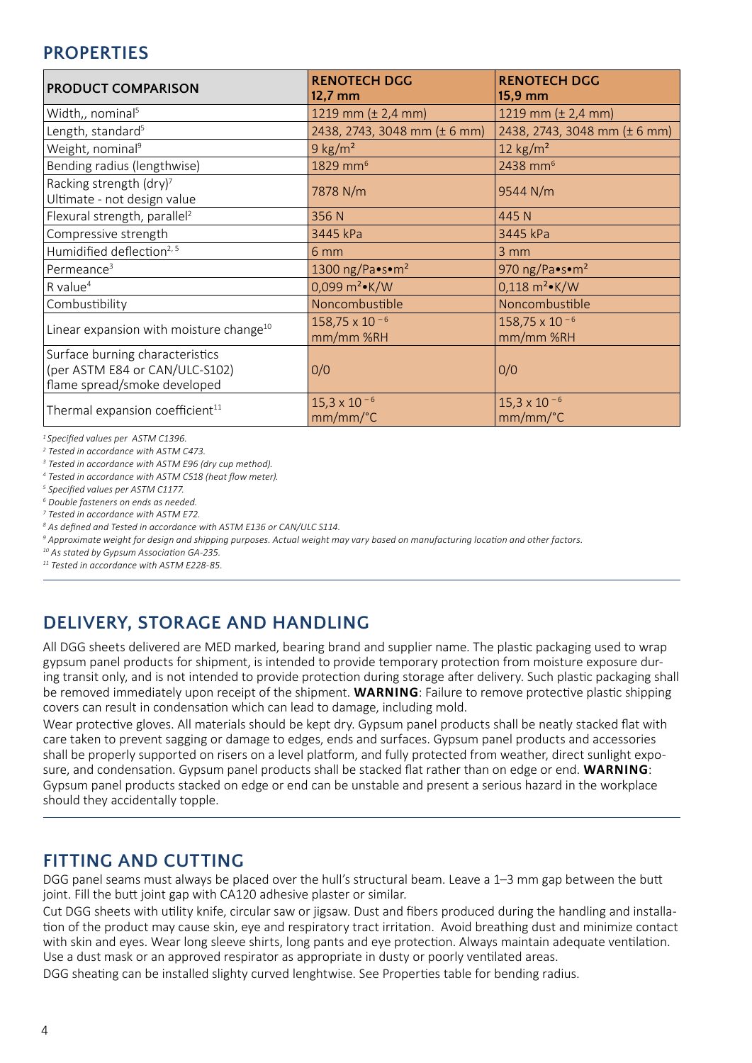## PROPERTIES

| PRODUCT COMPARISON | RENOTECH DGG 12,7 mm | RENOTECH DGG 15,9 mm |
|---|---|---|
| Width,, nominal[5] | 1219 mm (± 2,4 mm) | 1219 mm (± 2,4 mm) |
| Length, standard[5] | 2438, 2743, 3048 mm (± 6 mm) | 2438, 2743, 3048 mm (± 6 mm) |
| Weight, nominal[9] | 9 kg/m² | 12 kg/m² |
| Bending radius (lengthwise) | 1829 mm[6] | 2438 mm[6] |
| Racking strength (dry)[7] Ultimate - not design value | 7878 N/m | 9544 N/m |
| Flexural strength, parallel[2] | 356 N | 445 N |
| Compressive strength | 3445 kPa | 3445 kPa |
| Humidified deflection[2, 5] | 6 mm | 3 mm |
| Permeance[3] | 1300 ng/Pa•s•m² | 970 ng/Pa•s•m² |
| R value[4] | 0,099 m²•K/W | 0,118 m²•K/W |
| Combustibility | Noncombustible | Noncombustible |
| Linear expansion with moisture change[10] | $158{,}75 \times 10^{-6}$ mm/mm %RH | $158{,}75 \times 10^{-6}$ mm/mm %RH |
| Surface burning characteristics (per ASTM E84 or CAN/ULC-S102) flame spread/smoke developed | 0/0 | 0/0 |
| Thermal expansion coefficient[11] | $15{,}3 \times 10^{-6}$ mm/mm/°C | $15{,}3 \times 10^{-6}$ mm/mm/°C |

*[1] Specified values per ASTM C1396.*
*[2] Tested in accordance with ASTM C473.*
*[3] Tested in accordance with ASTM E96 (dry cup method).*
*[4] Tested in accordance with ASTM C518 (heat flow meter).*
*[5] Specified values per ASTM C1177.*
*[6] Double fasteners on ends as needed.*
*[7] Tested in accordance with ASTM E72.*
*[8] As defined and Tested in accordance with ASTM E136 or CAN/ULC S114.*
*[9] Approximate weight for design and shipping purposes. Actual weight may vary based on manufacturing location and other factors.*
*[10] As stated by Gypsum Association GA-235.*
*[11] Tested in accordance with ASTM E228-85.*

## DELIVERY, STORAGE AND HANDLING

All DGG sheets delivered are MED marked, bearing brand and supplier name. The plastic packaging used to wrap gypsum panel products for shipment, is intended to provide temporary protection from moisture exposure during transit only, and is not intended to provide protection during storage after delivery. Such plastic packaging shall be removed immediately upon receipt of the shipment. **WARNING**: Failure to remove protective plastic shipping covers can result in condensation which can lead to damage, including mold.

Wear protective gloves. All materials should be kept dry. Gypsum panel products shall be neatly stacked flat with care taken to prevent sagging or damage to edges, ends and surfaces. Gypsum panel products and accessories shall be properly supported on risers on a level platform, and fully protected from weather, direct sunlight exposure, and condensation. Gypsum panel products shall be stacked flat rather than on edge or end. **WARNING**: Gypsum panel products stacked on edge or end can be unstable and present a serious hazard in the workplace should they accidentally topple.

## FITTING AND CUTTING

DGG panel seams must always be placed over the hull's structural beam. Leave a 1–3 mm gap between the butt joint. Fill the butt joint gap with CA120 adhesive plaster or similar.

Cut DGG sheets with utility knife, circular saw or jigsaw. Dust and fibers produced during the handling and installation of the product may cause skin, eye and respiratory tract irritation. Avoid breathing dust and minimize contact with skin and eyes. Wear long sleeve shirts, long pants and eye protection. Always maintain adequate ventilation. Use a dust mask or an approved respirator as appropriate in dusty or poorly ventilated areas.

DGG sheating can be installed slighty curved lenghtwise. See Properties table for bending radius.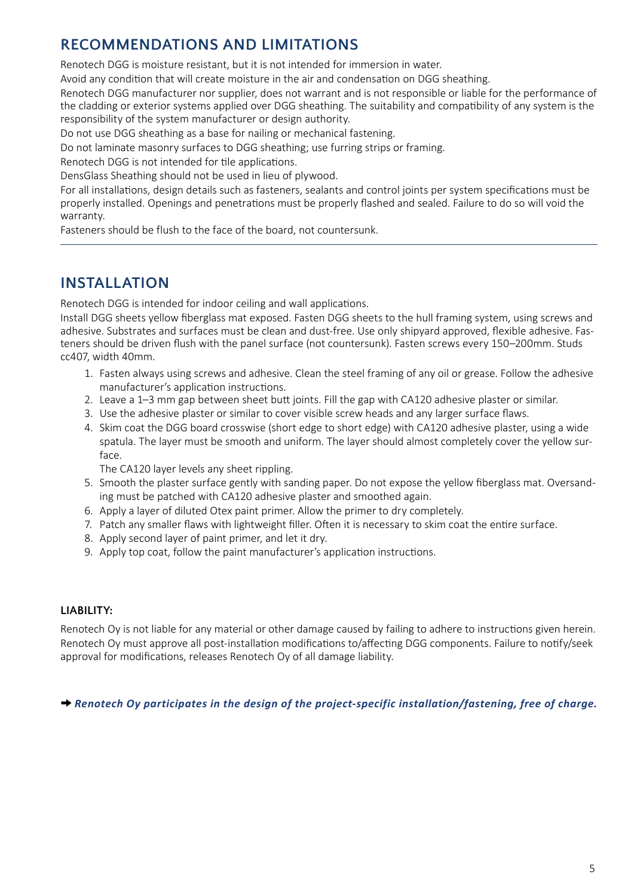## RECOMMENDATIONS AND LIMITATIONS

Renotech DGG is moisture resistant, but it is not intended for immersion in water.

Avoid any condition that will create moisture in the air and condensation on DGG sheathing.

Renotech DGG manufacturer nor supplier, does not warrant and is not responsible or liable for the performance of the cladding or exterior systems applied over DGG sheathing. The suitability and compatibility of any system is the responsibility of the system manufacturer or design authority.

Do not use DGG sheathing as a base for nailing or mechanical fastening.

Do not laminate masonry surfaces to DGG sheathing; use furring strips or framing.

Renotech DGG is not intended for tile applications.

DensGlass Sheathing should not be used in lieu of plywood.

For all installations, design details such as fasteners, sealants and control joints per system specifications must be properly installed. Openings and penetrations must be properly flashed and sealed. Failure to do so will void the warranty.

Fasteners should be flush to the face of the board, not countersunk.

---

## INSTALLATION

Renotech DGG is intended for indoor ceiling and wall applications.

Install DGG sheets yellow fiberglass mat exposed. Fasten DGG sheets to the hull framing system, using screws and adhesive. Substrates and surfaces must be clean and dust-free. Use only shipyard approved, flexible adhesive. Fasteners should be driven flush with the panel surface (not countersunk). Fasten screws every 150–200mm. Studs cc407, width 40mm.

1. Fasten always using screws and adhesive. Clean the steel framing of any oil or grease. Follow the adhesive manufacturer's application instructions.
2. Leave a 1–3 mm gap between sheet butt joints. Fill the gap with CA120 adhesive plaster or similar.
3. Use the adhesive plaster or similar to cover visible screw heads and any larger surface flaws.
4. Skim coat the DGG board crosswise (short edge to short edge) with CA120 adhesive plaster, using a wide spatula. The layer must be smooth and uniform. The layer should almost completely cover the yellow surface.

   The CA120 layer levels any sheet rippling.
5. Smooth the plaster surface gently with sanding paper. Do not expose the yellow fiberglass mat. Oversanding must be patched with CA120 adhesive plaster and smoothed again.
6. Apply a layer of diluted Otex paint primer. Allow the primer to dry completely.
7. Patch any smaller flaws with lightweight filler. Often it is necessary to skim coat the entire surface.
8. Apply second layer of paint primer, and let it dry.
9. Apply top coat, follow the paint manufacturer's application instructions.

#### LIABILITY:

Renotech Oy is not liable for any material or other damage caused by failing to adhere to instructions given herein. Renotech Oy must approve all post-installation modifications to/affecting DGG components. Failure to notify/seek approval for modifications, releases Renotech Oy of all damage liability.

➡ ***Renotech Oy participates in the design of the project-specific installation/fastening, free of charge.***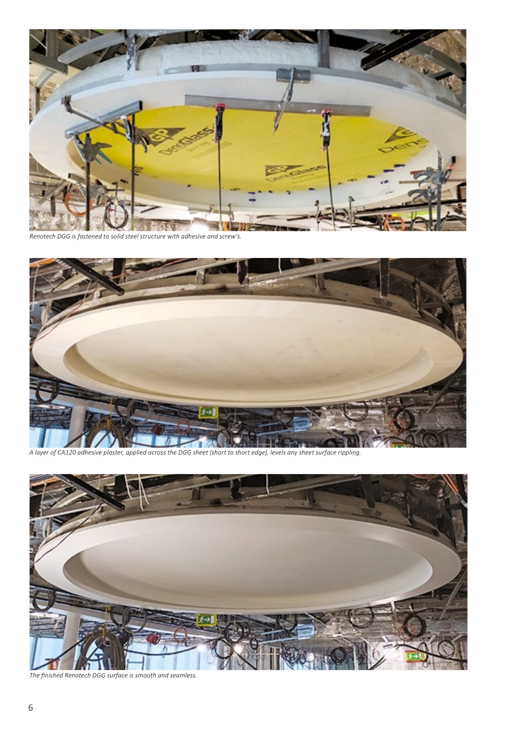*Renotech DGG is fastened to solid steel structure with adhesive and screw's.*

*A layer of CA120 adhesive plaster, applied across the DGG sheet (short to short edge), levels any sheet surface rippling.*

*The finished Renotech DGG surface is smooth and seamless.*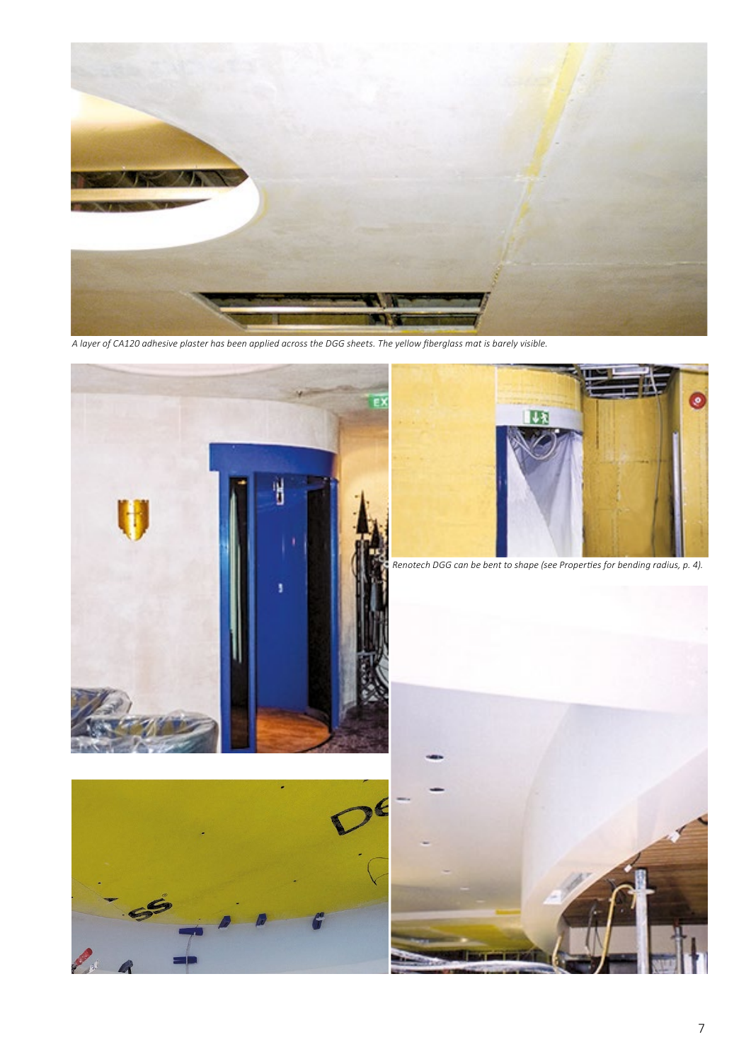*A layer of CA120 adhesive plaster has been applied across the DGG sheets. The yellow fiberglass mat is barely visible.*

*Renotech DGG can be bent to shape (see Properties for bending radius, p. 4).*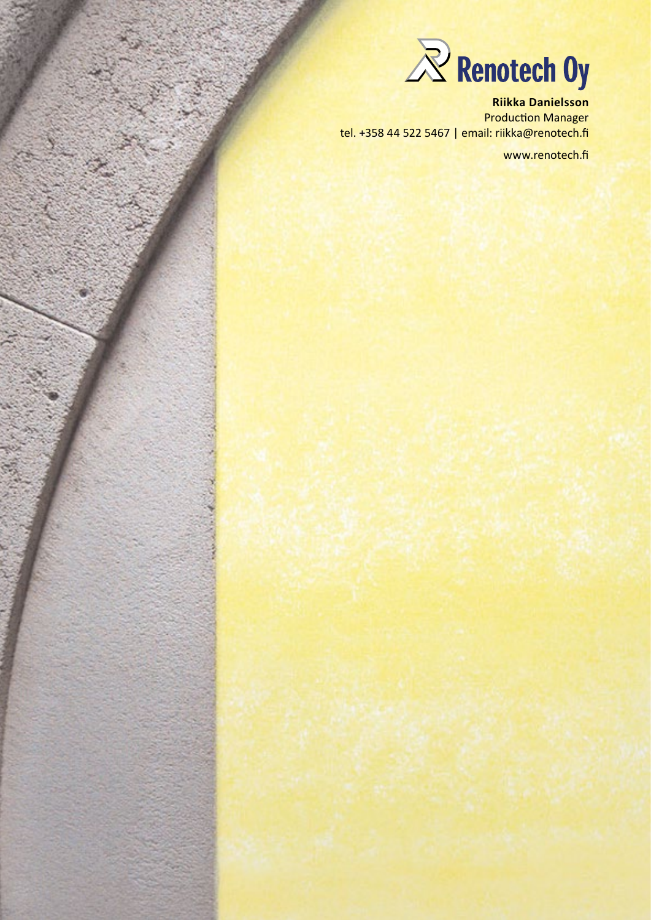Renotech Oy

**Riikka Danielsson**
Production Manager
tel. +358 44 522 5467 | email: riikka@renotech.fi

www.renotech.fi